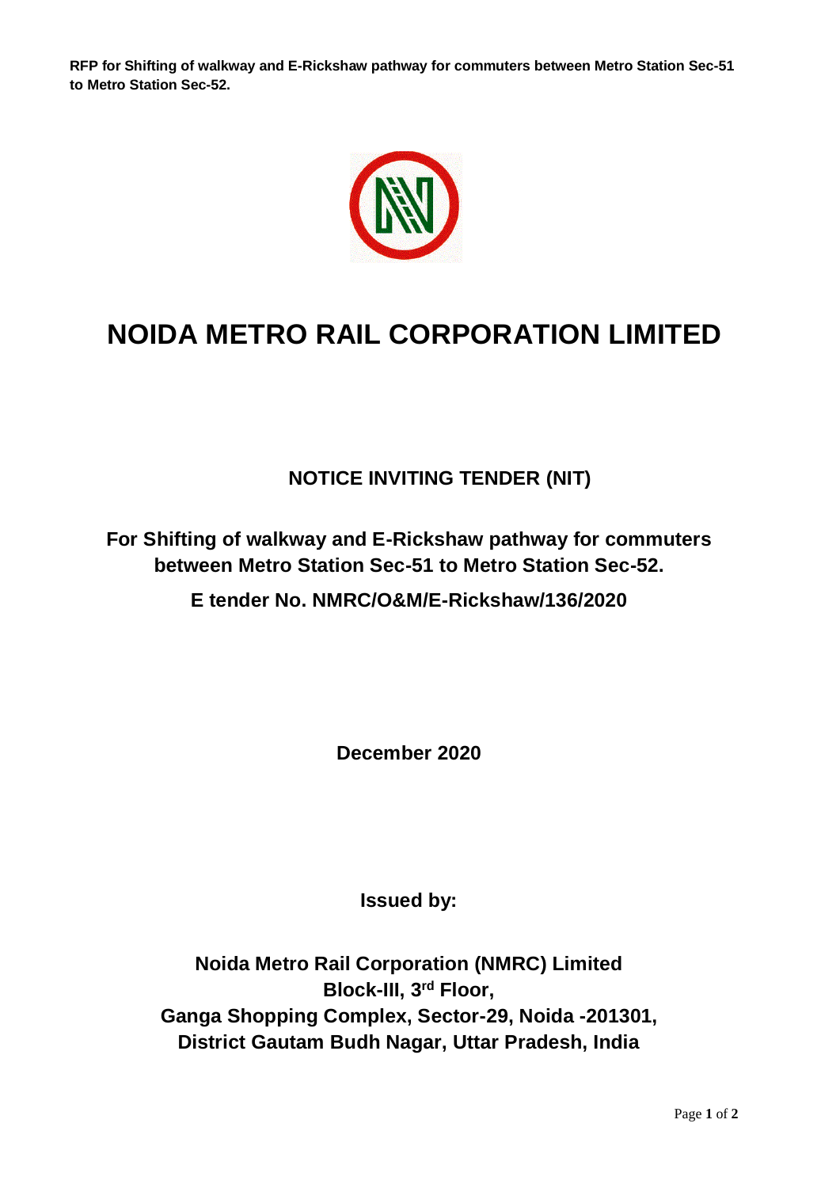# NOIDA METRO RAIL CORPORATION LIMITED

## NOTICE INVITING TENDER (NIT)

**For Shifting of walkway and E-Rickshaw pathway for commuters between Metro Station Sec-51 to Metro Station Sec-52.**

**E tender No. NMRC/O&M/E-Rickshaw/136/2020**

**December 2020**

**Issued by:**

**Noida Metro Rail Corporation (NMRC) Limited**
**Block-III, 3rd Floor,**
**Ganga Shopping Complex, Sector-29, Noida -201301,**
**District Gautam Budh Nagar, Uttar Pradesh, India**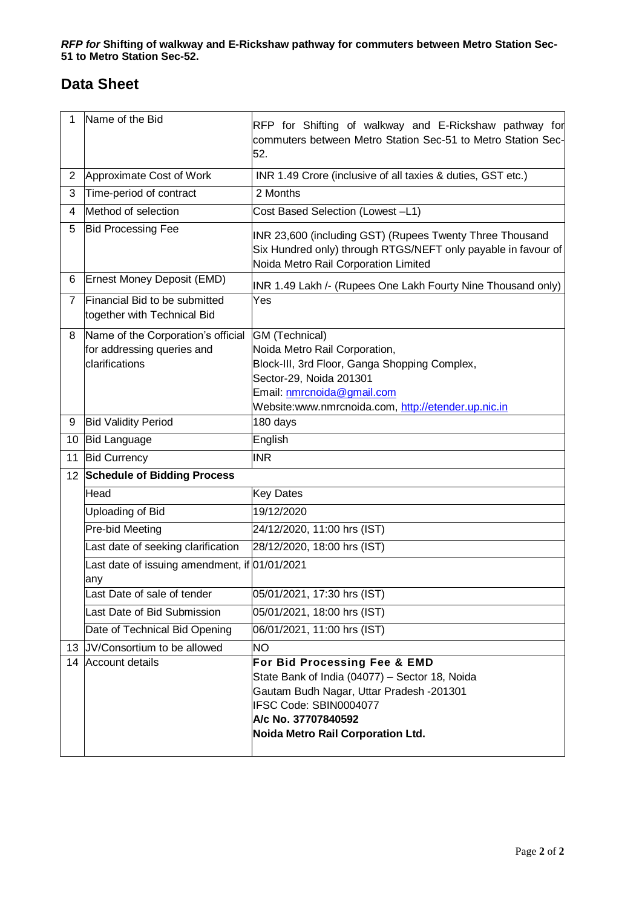***RFP for*** **Shifting of walkway and E-Rickshaw pathway for commuters between Metro Station Sec-51 to Metro Station Sec-52.**

## Data Sheet

| | | |
|---|---|---|
| 1 | Name of the Bid | RFP for Shifting of walkway and E-Rickshaw pathway for commuters between Metro Station Sec-51 to Metro Station Sec-52. |
| 2 | Approximate Cost of Work | INR 1.49 Crore (inclusive of all taxies & duties, GST etc.) |
| 3 | Time-period of contract | 2 Months |
| 4 | Method of selection | Cost Based Selection (Lowest –L1) |
| 5 | Bid Processing Fee | INR 23,600 (including GST) (Rupees Twenty Three Thousand Six Hundred only) through RTGS/NEFT only payable in favour of Noida Metro Rail Corporation Limited |
| 6 | Ernest Money Deposit (EMD) | INR 1.49 Lakh /- (Rupees One Lakh Fourty Nine Thousand only) |
| 7 | Financial Bid to be submitted together with Technical Bid | Yes |
| 8 | Name of the Corporation's official for addressing queries and clarifications | GM (Technical)<br>Noida Metro Rail Corporation,<br>Block-III, 3rd Floor, Ganga Shopping Complex,<br>Sector-29, Noida 201301<br>Email: nmrcnoida@gmail.com<br>Website:www.nmrcnoida.com, http://etender.up.nic.in |
| 9 | Bid Validity Period | 180 days |
| 10 | Bid Language | English |
| 11 | Bid Currency | INR |
| 12 | **Schedule of Bidding Process** | |
| | Head | Key Dates |
| | Uploading of Bid | 19/12/2020 |
| | Pre-bid Meeting | 24/12/2020, 11:00 hrs (IST) |
| | Last date of seeking clarification | 28/12/2020, 18:00 hrs (IST) |
| | Last date of issuing amendment, if any | 01/01/2021 |
| | Last Date of sale of tender | 05/01/2021, 17:30 hrs (IST) |
| | Last Date of Bid Submission | 05/01/2021, 18:00 hrs (IST) |
| | Date of Technical Bid Opening | 06/01/2021, 11:00 hrs (IST) |
| 13 | JV/Consortium to be allowed | NO |
| 14 | Account details | **For Bid Processing Fee & EMD**<br>State Bank of India (04077) – Sector 18, Noida<br>Gautam Budh Nagar, Uttar Pradesh -201301<br>IFSC Code: SBIN0004077<br>**A/c No. 37707840592**<br>**Noida Metro Rail Corporation Ltd.** |